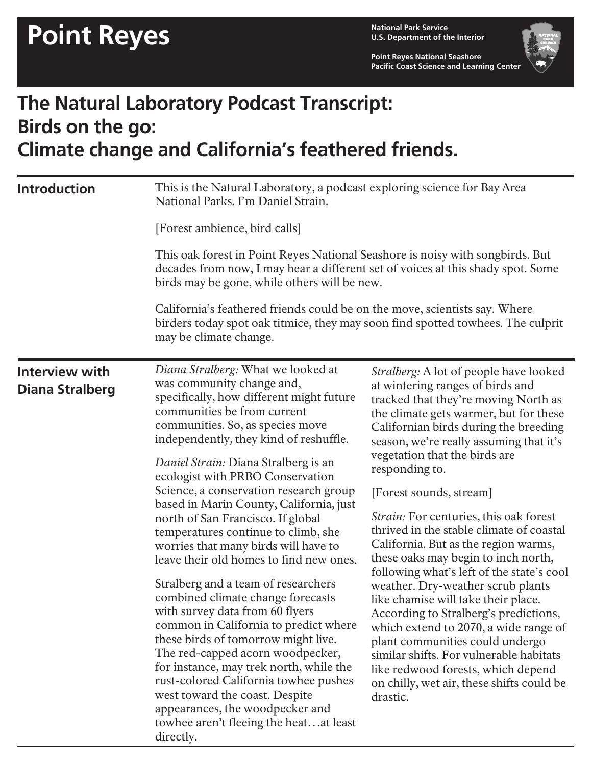# Point Reyes

National Park Service
U.S. Department of the Interior

Point Reyes National Seashore
Pacific Coast Science and Learning Center

## The Natural Laboratory Podcast Transcript: Birds on the go: Climate change and California's feathered friends.

### Introduction

This is the Natural Laboratory, a podcast exploring science for Bay Area National Parks. I'm Daniel Strain.

[Forest ambience, bird calls]

This oak forest in Point Reyes National Seashore is noisy with songbirds. But decades from now, I may hear a different set of voices at this shady spot. Some birds may be gone, while others will be new.

California's feathered friends could be on the move, scientists say. Where birders today spot oak titmice, they may soon find spotted towhees. The culprit may be climate change.

### Interview with Diana Stralberg

*Diana Stralberg:* What we looked at was community change and, specifically, how different might future communities be from current communities. So, as species move independently, they kind of reshuffle.

*Daniel Strain:* Diana Stralberg is an ecologist with PRBO Conservation Science, a conservation research group based in Marin County, California, just north of San Francisco. If global temperatures continue to climb, she worries that many birds will have to leave their old homes to find new ones.

Stralberg and a team of researchers combined climate change forecasts with survey data from 60 flyers common in California to predict where these birds of tomorrow might live. The red-capped acorn woodpecker, for instance, may trek north, while the rust-colored California towhee pushes west toward the coast. Despite appearances, the woodpecker and towhee aren't fleeing the heat…at least directly.

*Stralberg:* A lot of people have looked at wintering ranges of birds and tracked that they're moving North as the climate gets warmer, but for these Californian birds during the breeding season, we're really assuming that it's vegetation that the birds are responding to.

[Forest sounds, stream]

*Strain:* For centuries, this oak forest thrived in the stable climate of coastal California. But as the region warms, these oaks may begin to inch north, following what's left of the state's cool weather. Dry-weather scrub plants like chamise will take their place. According to Stralberg's predictions, which extend to 2070, a wide range of plant communities could undergo similar shifts. For vulnerable habitats like redwood forests, which depend on chilly, wet air, these shifts could be drastic.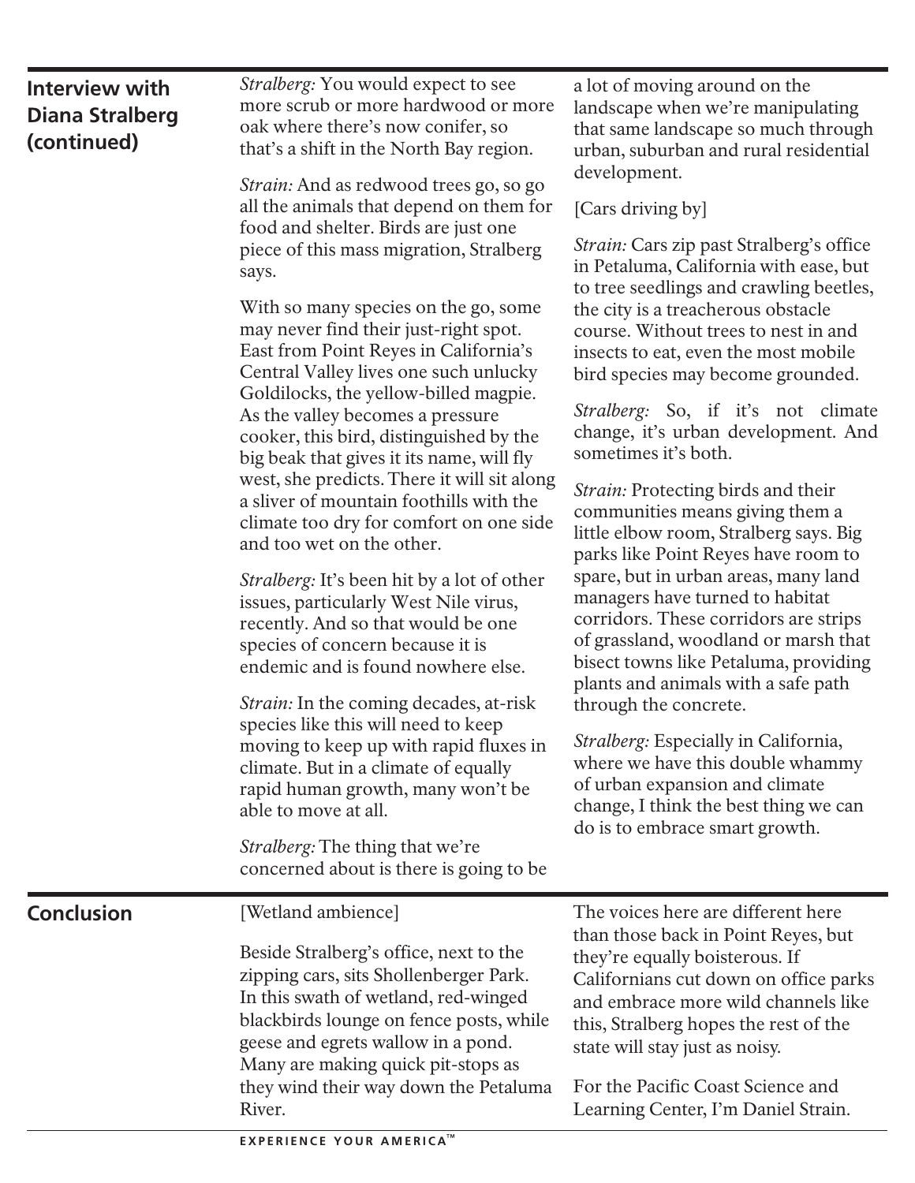## Interview with Diana Stralberg (continued)

*Stralberg:* You would expect to see more scrub or more hardwood or more oak where there's now conifer, so that's a shift in the North Bay region.

*Strain:* And as redwood trees go, so go all the animals that depend on them for food and shelter. Birds are just one piece of this mass migration, Stralberg says.

With so many species on the go, some may never find their just-right spot. East from Point Reyes in California's Central Valley lives one such unlucky Goldilocks, the yellow-billed magpie. As the valley becomes a pressure cooker, this bird, distinguished by the big beak that gives it its name, will fly west, she predicts. There it will sit along a sliver of mountain foothills with the climate too dry for comfort on one side and too wet on the other.

*Stralberg:* It's been hit by a lot of other issues, particularly West Nile virus, recently. And so that would be one species of concern because it is endemic and is found nowhere else.

*Strain:* In the coming decades, at-risk species like this will need to keep moving to keep up with rapid fluxes in climate. But in a climate of equally rapid human growth, many won't be able to move at all.

*Stralberg:* The thing that we're concerned about is there is going to be a lot of moving around on the landscape when we're manipulating that same landscape so much through urban, suburban and rural residential development.

[Cars driving by]

*Strain:* Cars zip past Stralberg's office in Petaluma, California with ease, but to tree seedlings and crawling beetles, the city is a treacherous obstacle course. Without trees to nest in and insects to eat, even the most mobile bird species may become grounded.

*Stralberg:* So, if it's not climate change, it's urban development. And sometimes it's both.

*Strain:* Protecting birds and their communities means giving them a little elbow room, Stralberg says. Big parks like Point Reyes have room to spare, but in urban areas, many land managers have turned to habitat corridors. These corridors are strips of grassland, woodland or marsh that bisect towns like Petaluma, providing plants and animals with a safe path through the concrete.

*Stralberg:* Especially in California, where we have this double whammy of urban expansion and climate change, I think the best thing we can do is to embrace smart growth.

## Conclusion

[Wetland ambience]

Beside Stralberg's office, next to the zipping cars, sits Shollenberger Park. In this swath of wetland, red-winged blackbirds lounge on fence posts, while geese and egrets wallow in a pond. Many are making quick pit-stops as they wind their way down the Petaluma River.

The voices here are different here than those back in Point Reyes, but they're equally boisterous. If Californians cut down on office parks and embrace more wild channels like this, Stralberg hopes the rest of the state will stay just as noisy.

For the Pacific Coast Science and Learning Center, I'm Daniel Strain.